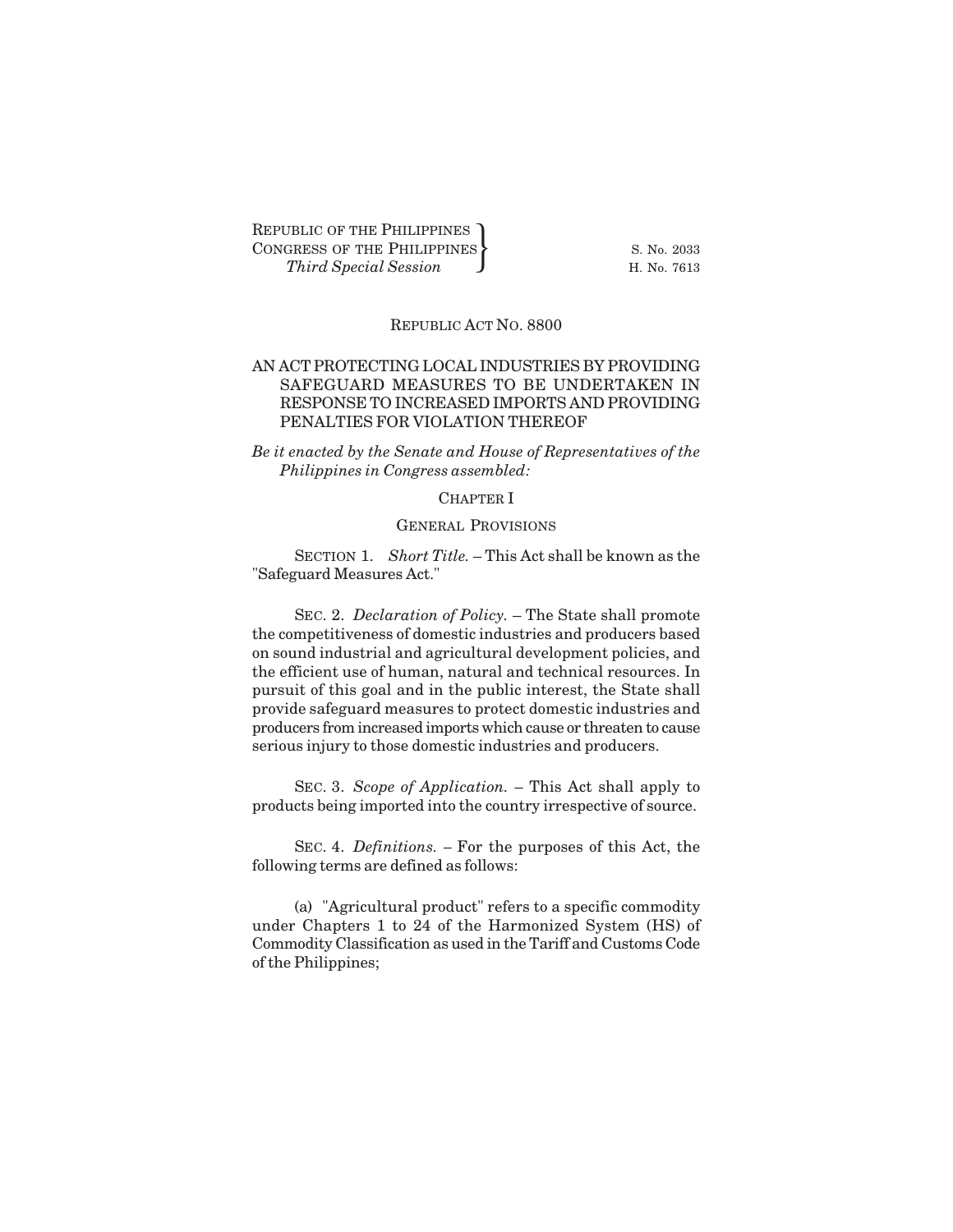REPUBLIC OF THE PHILIPPINES
CONGRESS OF THE PHILIPPINES
*Third Special Session*

S. No. 2033
H. No. 7613

# REPUBLIC ACT NO. 8800

## AN ACT PROTECTING LOCAL INDUSTRIES BY PROVIDING SAFEGUARD MEASURES TO BE UNDERTAKEN IN RESPONSE TO INCREASED IMPORTS AND PROVIDING PENALTIES FOR VIOLATION THEREOF

*Be it enacted by the Senate and House of Representatives of the Philippines in Congress assembled:*

### CHAPTER I

### GENERAL PROVISIONS

SECTION 1. *Short Title.* – This Act shall be known as the "Safeguard Measures Act."

SEC. 2. *Declaration of Policy.* – The State shall promote the competitiveness of domestic industries and producers based on sound industrial and agricultural development policies, and the efficient use of human, natural and technical resources. In pursuit of this goal and in the public interest, the State shall provide safeguard measures to protect domestic industries and producers from increased imports which cause or threaten to cause serious injury to those domestic industries and producers.

SEC. 3. *Scope of Application.* – This Act shall apply to products being imported into the country irrespective of source.

SEC. 4. *Definitions.* – For the purposes of this Act, the following terms are defined as follows:

(a) "Agricultural product" refers to a specific commodity under Chapters 1 to 24 of the Harmonized System (HS) of Commodity Classification as used in the Tariff and Customs Code of the Philippines;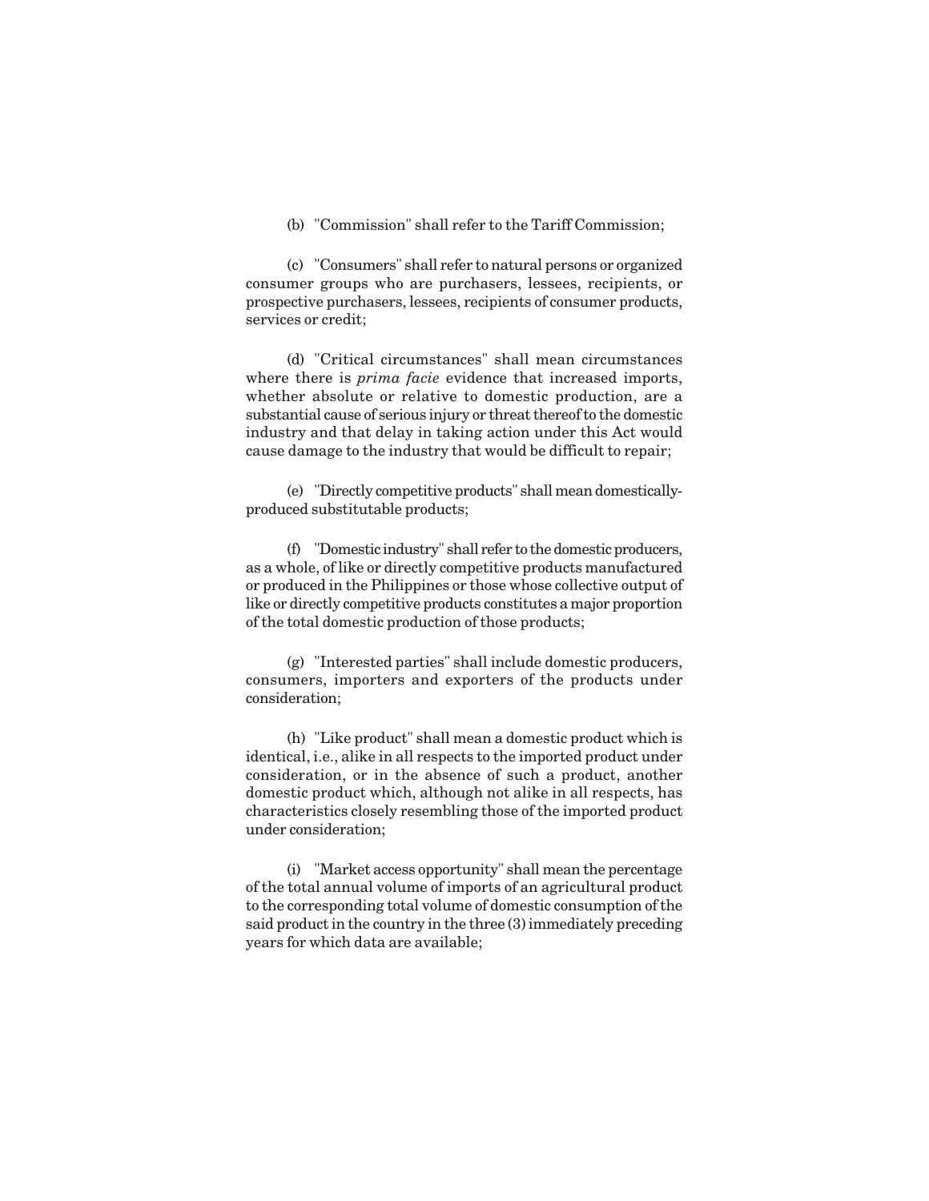(b) "Commission" shall refer to the Tariff Commission;

(c) "Consumers" shall refer to natural persons or organized consumer groups who are purchasers, lessees, recipients, or prospective purchasers, lessees, recipients of consumer products, services or credit;

(d) "Critical circumstances" shall mean circumstances where there is *prima facie* evidence that increased imports, whether absolute or relative to domestic production, are a substantial cause of serious injury or threat thereof to the domestic industry and that delay in taking action under this Act would cause damage to the industry that would be difficult to repair;

(e) "Directly competitive products" shall mean domestically-produced substitutable products;

(f) "Domestic industry" shall refer to the domestic producers, as a whole, of like or directly competitive products manufactured or produced in the Philippines or those whose collective output of like or directly competitive products constitutes a major proportion of the total domestic production of those products;

(g) "Interested parties" shall include domestic producers, consumers, importers and exporters of the products under consideration;

(h) "Like product" shall mean a domestic product which is identical, i.e., alike in all respects to the imported product under consideration, or in the absence of such a product, another domestic product which, although not alike in all respects, has characteristics closely resembling those of the imported product under consideration;

(i) "Market access opportunity" shall mean the percentage of the total annual volume of imports of an agricultural product to the corresponding total volume of domestic consumption of the said product in the country in the three (3) immediately preceding years for which data are available;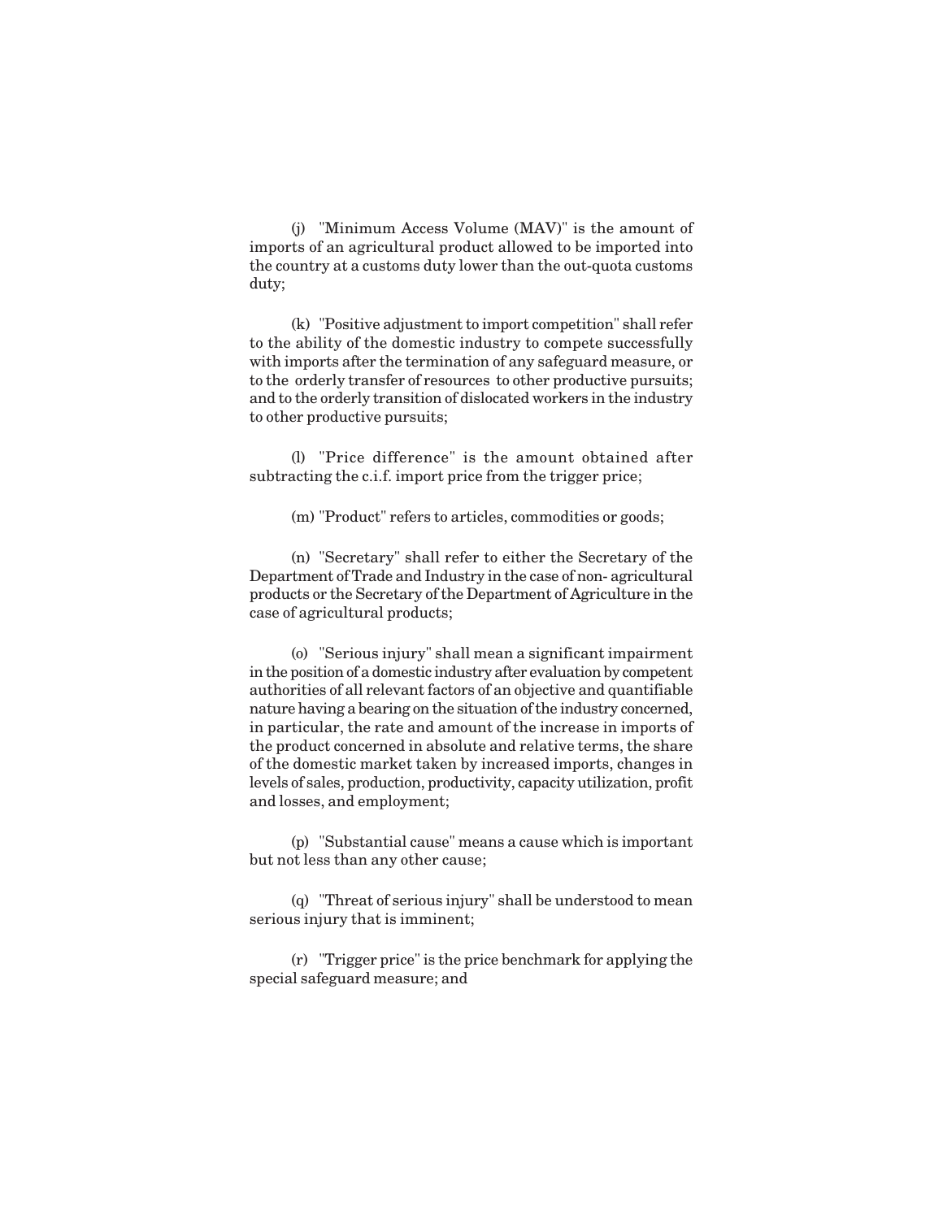(j) "Minimum Access Volume (MAV)" is the amount of imports of an agricultural product allowed to be imported into the country at a customs duty lower than the out-quota customs duty;

(k) "Positive adjustment to import competition" shall refer to the ability of the domestic industry to compete successfully with imports after the termination of any safeguard measure, or to the orderly transfer of resources to other productive pursuits; and to the orderly transition of dislocated workers in the industry to other productive pursuits;

(l) "Price difference" is the amount obtained after subtracting the c.i.f. import price from the trigger price;

(m) "Product" refers to articles, commodities or goods;

(n) "Secretary" shall refer to either the Secretary of the Department of Trade and Industry in the case of non- agricultural products or the Secretary of the Department of Agriculture in the case of agricultural products;

(o) "Serious injury" shall mean a significant impairment in the position of a domestic industry after evaluation by competent authorities of all relevant factors of an objective and quantifiable nature having a bearing on the situation of the industry concerned, in particular, the rate and amount of the increase in imports of the product concerned in absolute and relative terms, the share of the domestic market taken by increased imports, changes in levels of sales, production, productivity, capacity utilization, profit and losses, and employment;

(p) "Substantial cause" means a cause which is important but not less than any other cause;

(q) "Threat of serious injury" shall be understood to mean serious injury that is imminent;

(r) "Trigger price" is the price benchmark for applying the special safeguard measure; and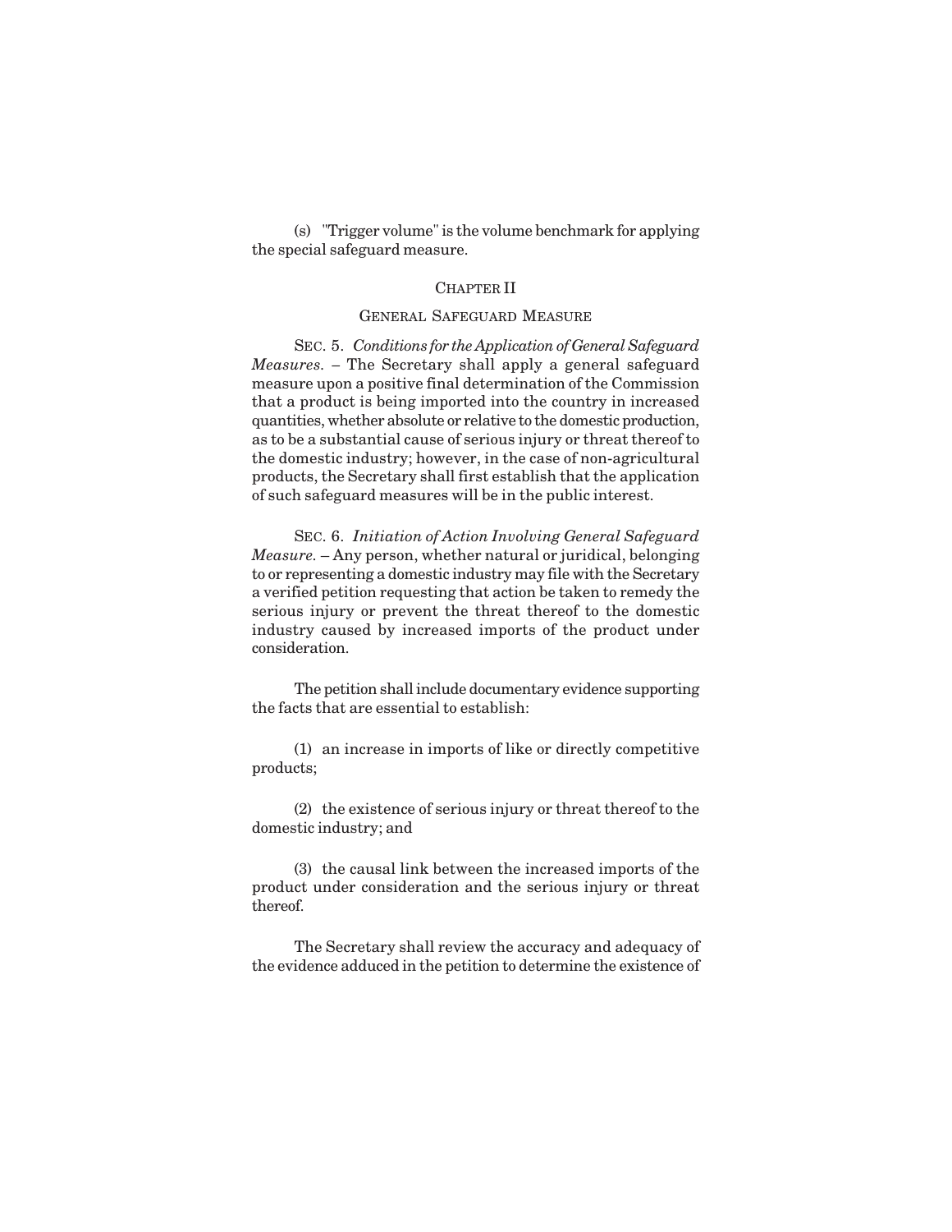(s) "Trigger volume" is the volume benchmark for applying the special safeguard measure.

## CHAPTER II

## GENERAL SAFEGUARD MEASURE

SEC. 5. *Conditions for the Application of General Safeguard Measures.* – The Secretary shall apply a general safeguard measure upon a positive final determination of the Commission that a product is being imported into the country in increased quantities, whether absolute or relative to the domestic production, as to be a substantial cause of serious injury or threat thereof to the domestic industry; however, in the case of non-agricultural products, the Secretary shall first establish that the application of such safeguard measures will be in the public interest.

SEC. 6. *Initiation of Action Involving General Safeguard Measure.* – Any person, whether natural or juridical, belonging to or representing a domestic industry may file with the Secretary a verified petition requesting that action be taken to remedy the serious injury or prevent the threat thereof to the domestic industry caused by increased imports of the product under consideration.

The petition shall include documentary evidence supporting the facts that are essential to establish:

(1) an increase in imports of like or directly competitive products;

(2) the existence of serious injury or threat thereof to the domestic industry; and

(3) the causal link between the increased imports of the product under consideration and the serious injury or threat thereof.

The Secretary shall review the accuracy and adequacy of the evidence adduced in the petition to determine the existence of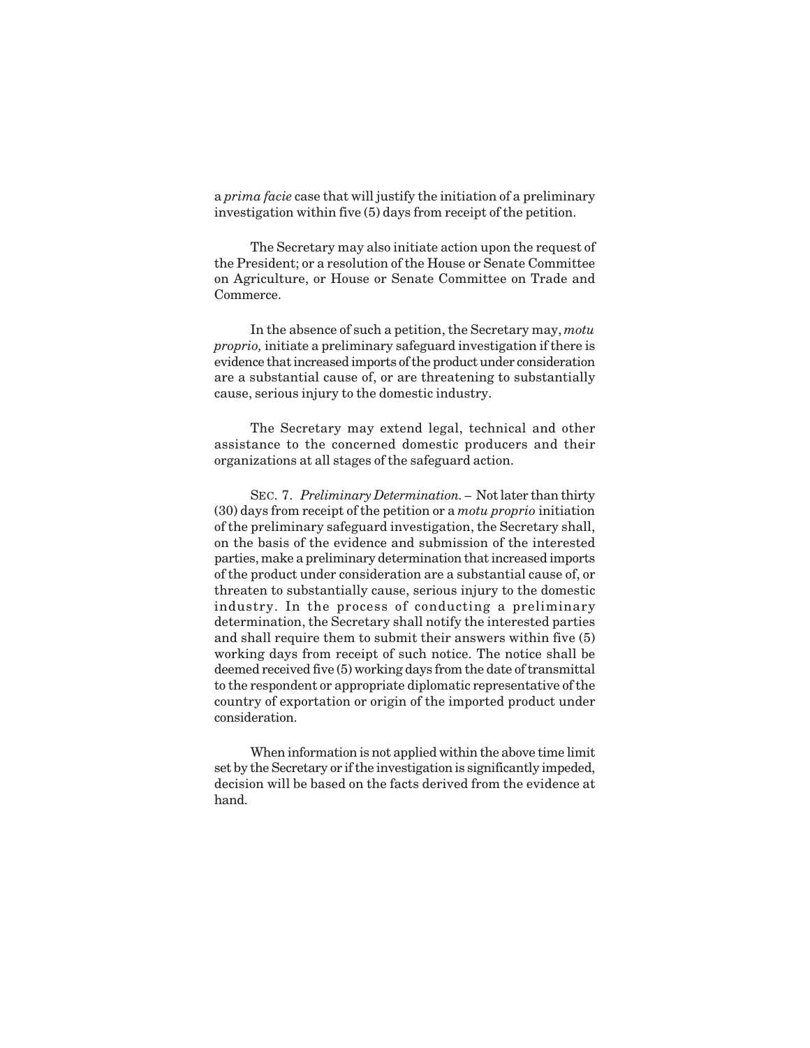a *prima facie* case that will justify the initiation of a preliminary investigation within five (5) days from receipt of the petition.

The Secretary may also initiate action upon the request of the President; or a resolution of the House or Senate Committee on Agriculture, or House or Senate Committee on Trade and Commerce.

In the absence of such a petition, the Secretary may, *motu proprio,* initiate a preliminary safeguard investigation if there is evidence that increased imports of the product under consideration are a substantial cause of, or are threatening to substantially cause, serious injury to the domestic industry.

The Secretary may extend legal, technical and other assistance to the concerned domestic producers and their organizations at all stages of the safeguard action.

SEC. 7. *Preliminary Determination.* – Not later than thirty (30) days from receipt of the petition or a *motu proprio* initiation of the preliminary safeguard investigation, the Secretary shall, on the basis of the evidence and submission of the interested parties, make a preliminary determination that increased imports of the product under consideration are a substantial cause of, or threaten to substantially cause, serious injury to the domestic industry. In the process of conducting a preliminary determination, the Secretary shall notify the interested parties and shall require them to submit their answers within five (5) working days from receipt of such notice. The notice shall be deemed received five (5) working days from the date of transmittal to the respondent or appropriate diplomatic representative of the country of exportation or origin of the imported product under consideration.

When information is not applied within the above time limit set by the Secretary or if the investigation is significantly impeded, decision will be based on the facts derived from the evidence at hand.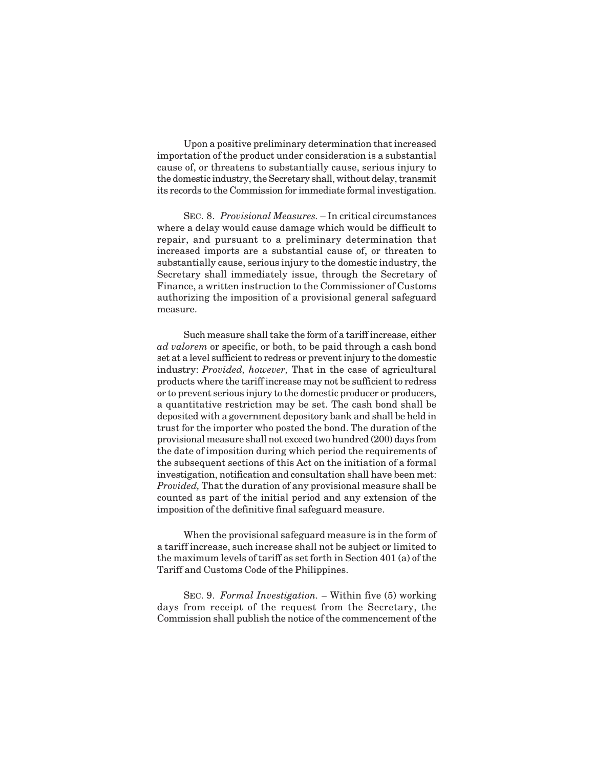Upon a positive preliminary determination that increased importation of the product under consideration is a substantial cause of, or threatens to substantially cause, serious injury to the domestic industry, the Secretary shall, without delay, transmit its records to the Commission for immediate formal investigation.

SEC. 8. *Provisional Measures.* – In critical circumstances where a delay would cause damage which would be difficult to repair, and pursuant to a preliminary determination that increased imports are a substantial cause of, or threaten to substantially cause, serious injury to the domestic industry, the Secretary shall immediately issue, through the Secretary of Finance, a written instruction to the Commissioner of Customs authorizing the imposition of a provisional general safeguard measure.

Such measure shall take the form of a tariff increase, either *ad valorem* or specific, or both, to be paid through a cash bond set at a level sufficient to redress or prevent injury to the domestic industry: *Provided, however,* That in the case of agricultural products where the tariff increase may not be sufficient to redress or to prevent serious injury to the domestic producer or producers, a quantitative restriction may be set. The cash bond shall be deposited with a government depository bank and shall be held in trust for the importer who posted the bond. The duration of the provisional measure shall not exceed two hundred (200) days from the date of imposition during which period the requirements of the subsequent sections of this Act on the initiation of a formal investigation, notification and consultation shall have been met: *Provided,* That the duration of any provisional measure shall be counted as part of the initial period and any extension of the imposition of the definitive final safeguard measure.

When the provisional safeguard measure is in the form of a tariff increase, such increase shall not be subject or limited to the maximum levels of tariff as set forth in Section 401 (a) of the Tariff and Customs Code of the Philippines.

SEC. 9. *Formal Investigation.* – Within five (5) working days from receipt of the request from the Secretary, the Commission shall publish the notice of the commencement of the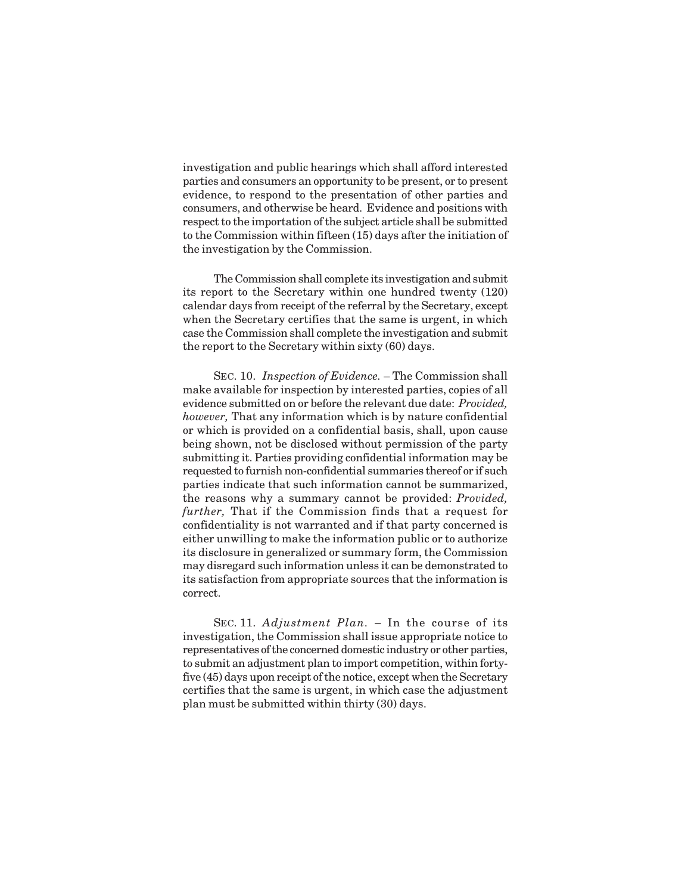investigation and public hearings which shall afford interested parties and consumers an opportunity to be present, or to present evidence, to respond to the presentation of other parties and consumers, and otherwise be heard. Evidence and positions with respect to the importation of the subject article shall be submitted to the Commission within fifteen (15) days after the initiation of the investigation by the Commission.

The Commission shall complete its investigation and submit its report to the Secretary within one hundred twenty (120) calendar days from receipt of the referral by the Secretary, except when the Secretary certifies that the same is urgent, in which case the Commission shall complete the investigation and submit the report to the Secretary within sixty (60) days.

SEC. 10. *Inspection of Evidence.* – The Commission shall make available for inspection by interested parties, copies of all evidence submitted on or before the relevant due date: *Provided, however,* That any information which is by nature confidential or which is provided on a confidential basis, shall, upon cause being shown, not be disclosed without permission of the party submitting it. Parties providing confidential information may be requested to furnish non-confidential summaries thereof or if such parties indicate that such information cannot be summarized, the reasons why a summary cannot be provided: *Provided, further,* That if the Commission finds that a request for confidentiality is not warranted and if that party concerned is either unwilling to make the information public or to authorize its disclosure in generalized or summary form, the Commission may disregard such information unless it can be demonstrated to its satisfaction from appropriate sources that the information is correct.

SEC. 11. *Adjustment Plan.* – In the course of its investigation, the Commission shall issue appropriate notice to representatives of the concerned domestic industry or other parties, to submit an adjustment plan to import competition, within forty-five (45) days upon receipt of the notice, except when the Secretary certifies that the same is urgent, in which case the adjustment plan must be submitted within thirty (30) days.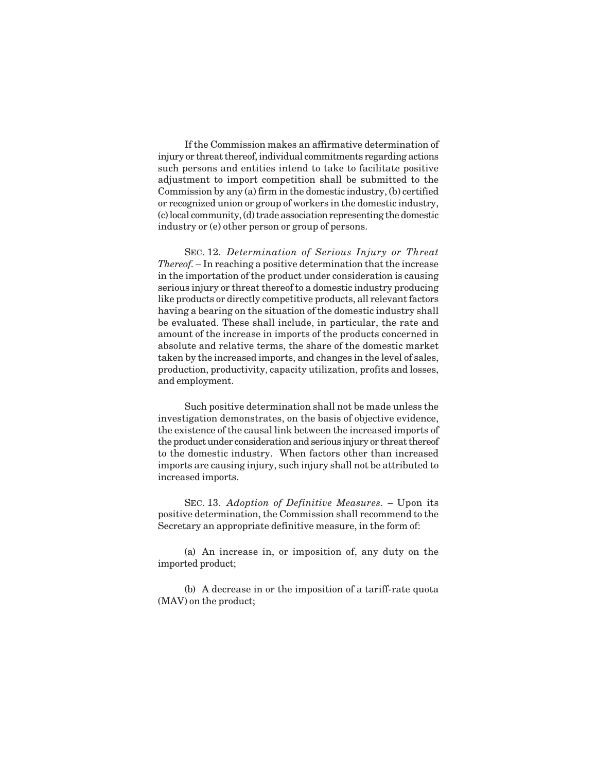If the Commission makes an affirmative determination of injury or threat thereof, individual commitments regarding actions such persons and entities intend to take to facilitate positive adjustment to import competition shall be submitted to the Commission by any (a) firm in the domestic industry, (b) certified or recognized union or group of workers in the domestic industry, (c) local community, (d) trade association representing the domestic industry or (e) other person or group of persons.

SEC. 12. *Determination of Serious Injury or Threat Thereof.* – In reaching a positive determination that the increase in the importation of the product under consideration is causing serious injury or threat thereof to a domestic industry producing like products or directly competitive products, all relevant factors having a bearing on the situation of the domestic industry shall be evaluated. These shall include, in particular, the rate and amount of the increase in imports of the products concerned in absolute and relative terms, the share of the domestic market taken by the increased imports, and changes in the level of sales, production, productivity, capacity utilization, profits and losses, and employment.

Such positive determination shall not be made unless the investigation demonstrates, on the basis of objective evidence, the existence of the causal link between the increased imports of the product under consideration and serious injury or threat thereof to the domestic industry. When factors other than increased imports are causing injury, such injury shall not be attributed to increased imports.

SEC. 13. *Adoption of Definitive Measures.* – Upon its positive determination, the Commission shall recommend to the Secretary an appropriate definitive measure, in the form of:

(a) An increase in, or imposition of, any duty on the imported product;

(b) A decrease in or the imposition of a tariff-rate quota (MAV) on the product;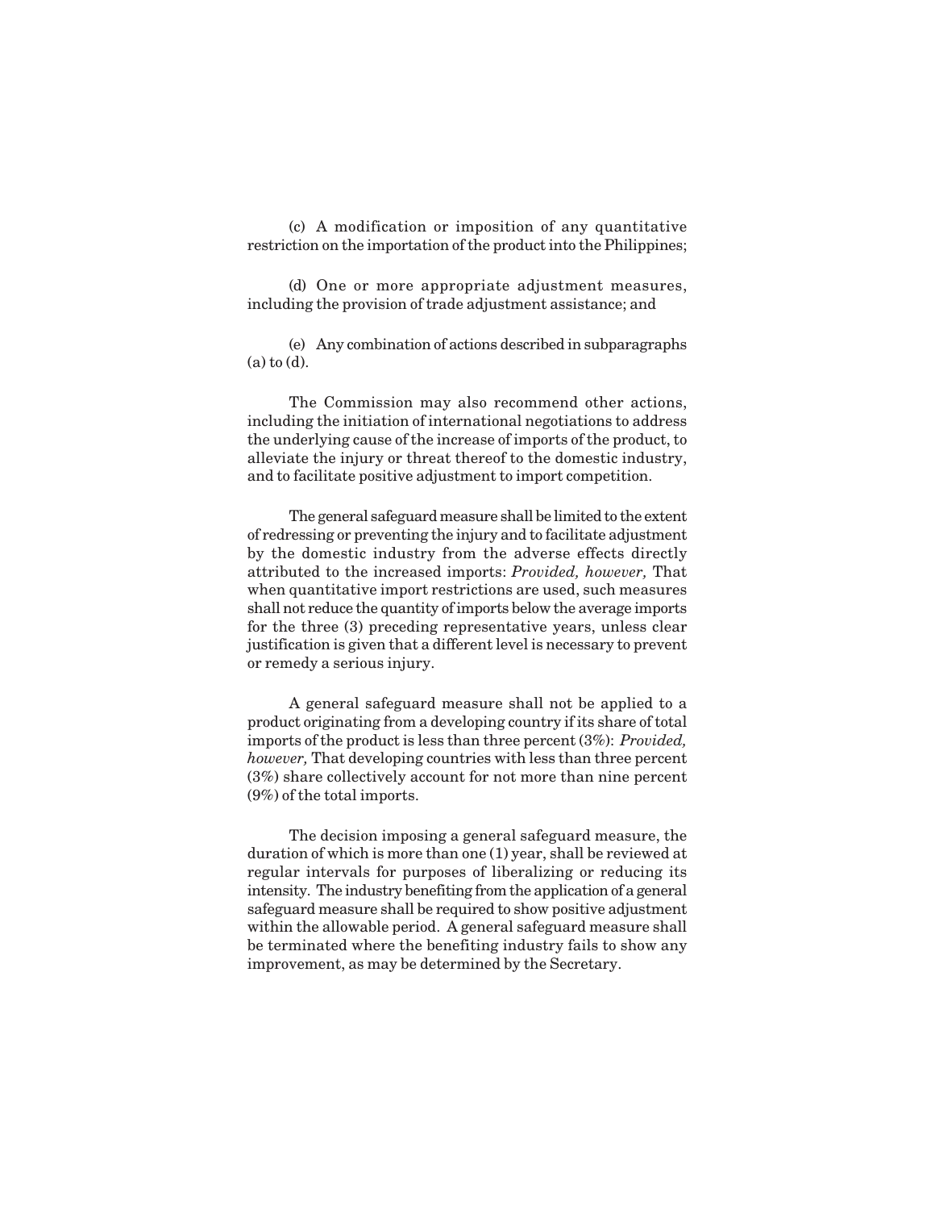(c) A modification or imposition of any quantitative restriction on the importation of the product into the Philippines;

(d) One or more appropriate adjustment measures, including the provision of trade adjustment assistance; and

(e) Any combination of actions described in subparagraphs (a) to (d).

The Commission may also recommend other actions, including the initiation of international negotiations to address the underlying cause of the increase of imports of the product, to alleviate the injury or threat thereof to the domestic industry, and to facilitate positive adjustment to import competition.

The general safeguard measure shall be limited to the extent of redressing or preventing the injury and to facilitate adjustment by the domestic industry from the adverse effects directly attributed to the increased imports: *Provided, however,* That when quantitative import restrictions are used, such measures shall not reduce the quantity of imports below the average imports for the three (3) preceding representative years, unless clear justification is given that a different level is necessary to prevent or remedy a serious injury.

A general safeguard measure shall not be applied to a product originating from a developing country if its share of total imports of the product is less than three percent (3%): *Provided, however,* That developing countries with less than three percent (3%) share collectively account for not more than nine percent (9%) of the total imports.

The decision imposing a general safeguard measure, the duration of which is more than one (1) year, shall be reviewed at regular intervals for purposes of liberalizing or reducing its intensity. The industry benefiting from the application of a general safeguard measure shall be required to show positive adjustment within the allowable period. A general safeguard measure shall be terminated where the benefiting industry fails to show any improvement, as may be determined by the Secretary.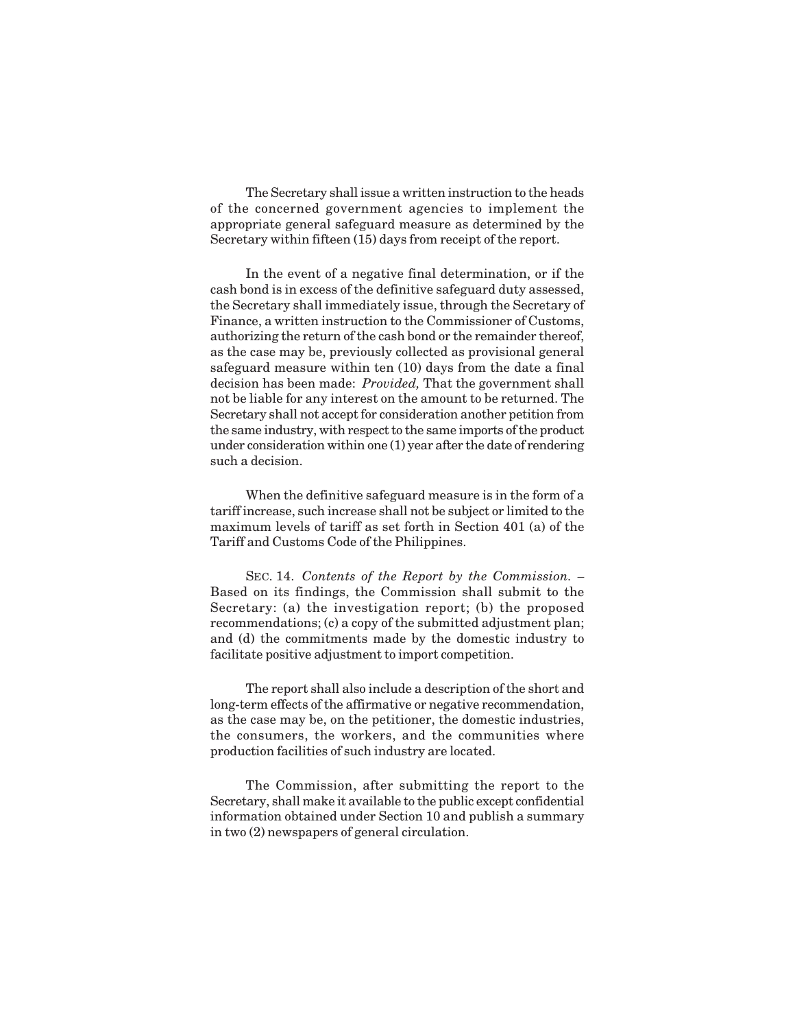The Secretary shall issue a written instruction to the heads of the concerned government agencies to implement the appropriate general safeguard measure as determined by the Secretary within fifteen (15) days from receipt of the report.

In the event of a negative final determination, or if the cash bond is in excess of the definitive safeguard duty assessed, the Secretary shall immediately issue, through the Secretary of Finance, a written instruction to the Commissioner of Customs, authorizing the return of the cash bond or the remainder thereof, as the case may be, previously collected as provisional general safeguard measure within ten (10) days from the date a final decision has been made: *Provided,* That the government shall not be liable for any interest on the amount to be returned. The Secretary shall not accept for consideration another petition from the same industry, with respect to the same imports of the product under consideration within one (1) year after the date of rendering such a decision.

When the definitive safeguard measure is in the form of a tariff increase, such increase shall not be subject or limited to the maximum levels of tariff as set forth in Section 401 (a) of the Tariff and Customs Code of the Philippines.

SEC. 14. *Contents of the Report by the Commission.* – Based on its findings, the Commission shall submit to the Secretary: (a) the investigation report; (b) the proposed recommendations; (c) a copy of the submitted adjustment plan; and (d) the commitments made by the domestic industry to facilitate positive adjustment to import competition.

The report shall also include a description of the short and long-term effects of the affirmative or negative recommendation, as the case may be, on the petitioner, the domestic industries, the consumers, the workers, and the communities where production facilities of such industry are located.

The Commission, after submitting the report to the Secretary, shall make it available to the public except confidential information obtained under Section 10 and publish a summary in two (2) newspapers of general circulation.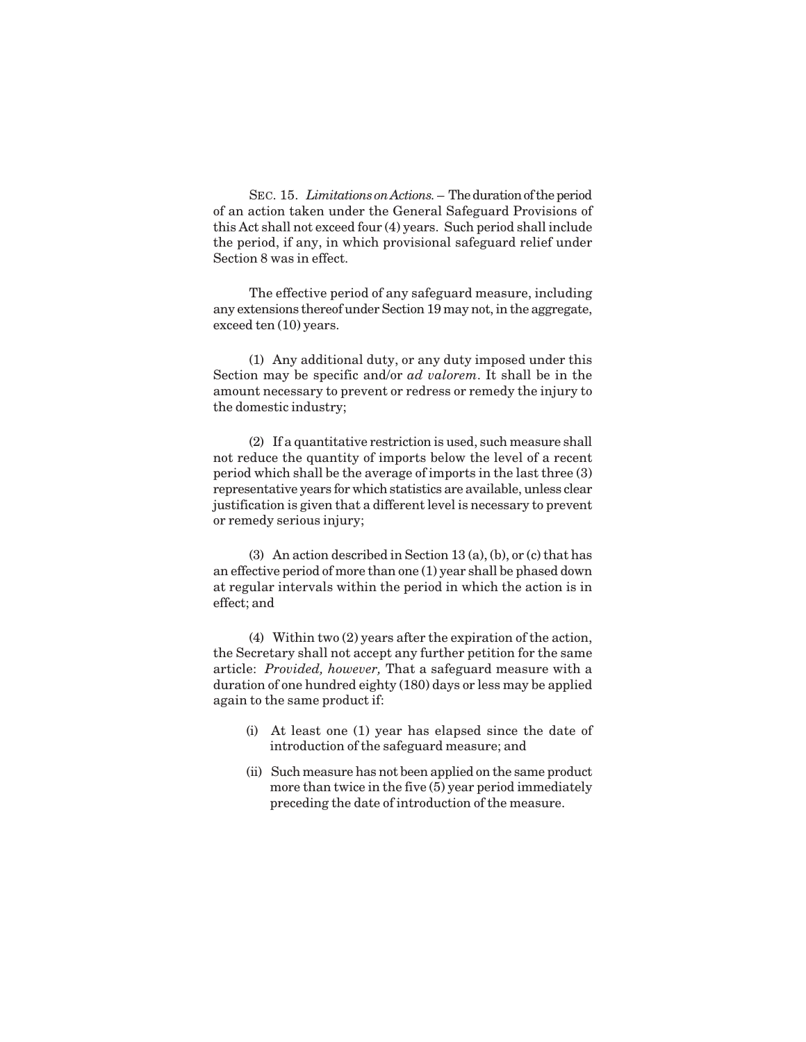SEC. 15. *Limitations on Actions.* – The duration of the period of an action taken under the General Safeguard Provisions of this Act shall not exceed four (4) years. Such period shall include the period, if any, in which provisional safeguard relief under Section 8 was in effect.

The effective period of any safeguard measure, including any extensions thereof under Section 19 may not, in the aggregate, exceed ten (10) years.

(1) Any additional duty, or any duty imposed under this Section may be specific and/or *ad valorem*. It shall be in the amount necessary to prevent or redress or remedy the injury to the domestic industry;

(2) If a quantitative restriction is used, such measure shall not reduce the quantity of imports below the level of a recent period which shall be the average of imports in the last three (3) representative years for which statistics are available, unless clear justification is given that a different level is necessary to prevent or remedy serious injury;

(3) An action described in Section 13 (a), (b), or (c) that has an effective period of more than one (1) year shall be phased down at regular intervals within the period in which the action is in effect; and

(4) Within two (2) years after the expiration of the action, the Secretary shall not accept any further petition for the same article: *Provided, however,* That a safeguard measure with a duration of one hundred eighty (180) days or less may be applied again to the same product if:

(i) At least one (1) year has elapsed since the date of introduction of the safeguard measure; and

(ii) Such measure has not been applied on the same product more than twice in the five (5) year period immediately preceding the date of introduction of the measure.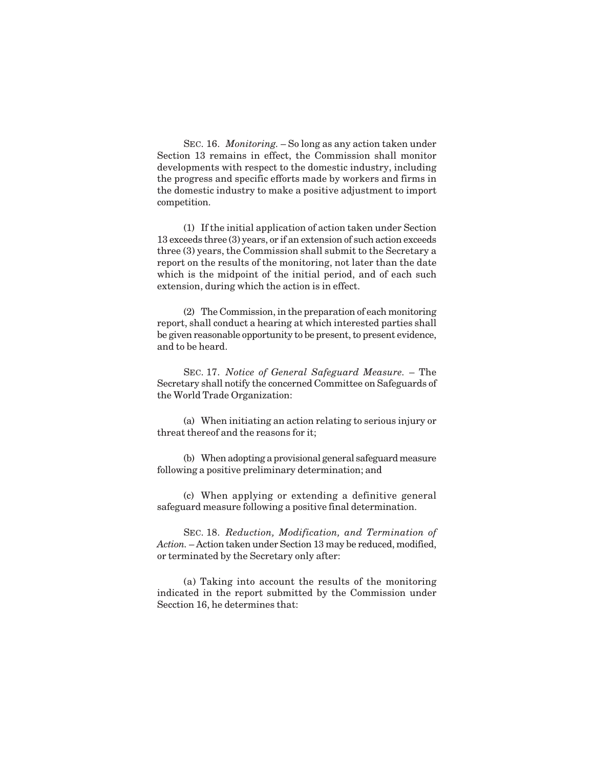SEC. 16. *Monitoring.* – So long as any action taken under Section 13 remains in effect, the Commission shall monitor developments with respect to the domestic industry, including the progress and specific efforts made by workers and firms in the domestic industry to make a positive adjustment to import competition.

(1) If the initial application of action taken under Section 13 exceeds three (3) years, or if an extension of such action exceeds three (3) years, the Commission shall submit to the Secretary a report on the results of the monitoring, not later than the date which is the midpoint of the initial period, and of each such extension, during which the action is in effect.

(2) The Commission, in the preparation of each monitoring report, shall conduct a hearing at which interested parties shall be given reasonable opportunity to be present, to present evidence, and to be heard.

SEC. 17. *Notice of General Safeguard Measure.* – The Secretary shall notify the concerned Committee on Safeguards of the World Trade Organization:

(a) When initiating an action relating to serious injury or threat thereof and the reasons for it;

(b) When adopting a provisional general safeguard measure following a positive preliminary determination; and

(c) When applying or extending a definitive general safeguard measure following a positive final determination.

SEC. 18. *Reduction, Modification, and Termination of Action.* – Action taken under Section 13 may be reduced, modified, or terminated by the Secretary only after:

(a) Taking into account the results of the monitoring indicated in the report submitted by the Commission under Secction 16, he determines that: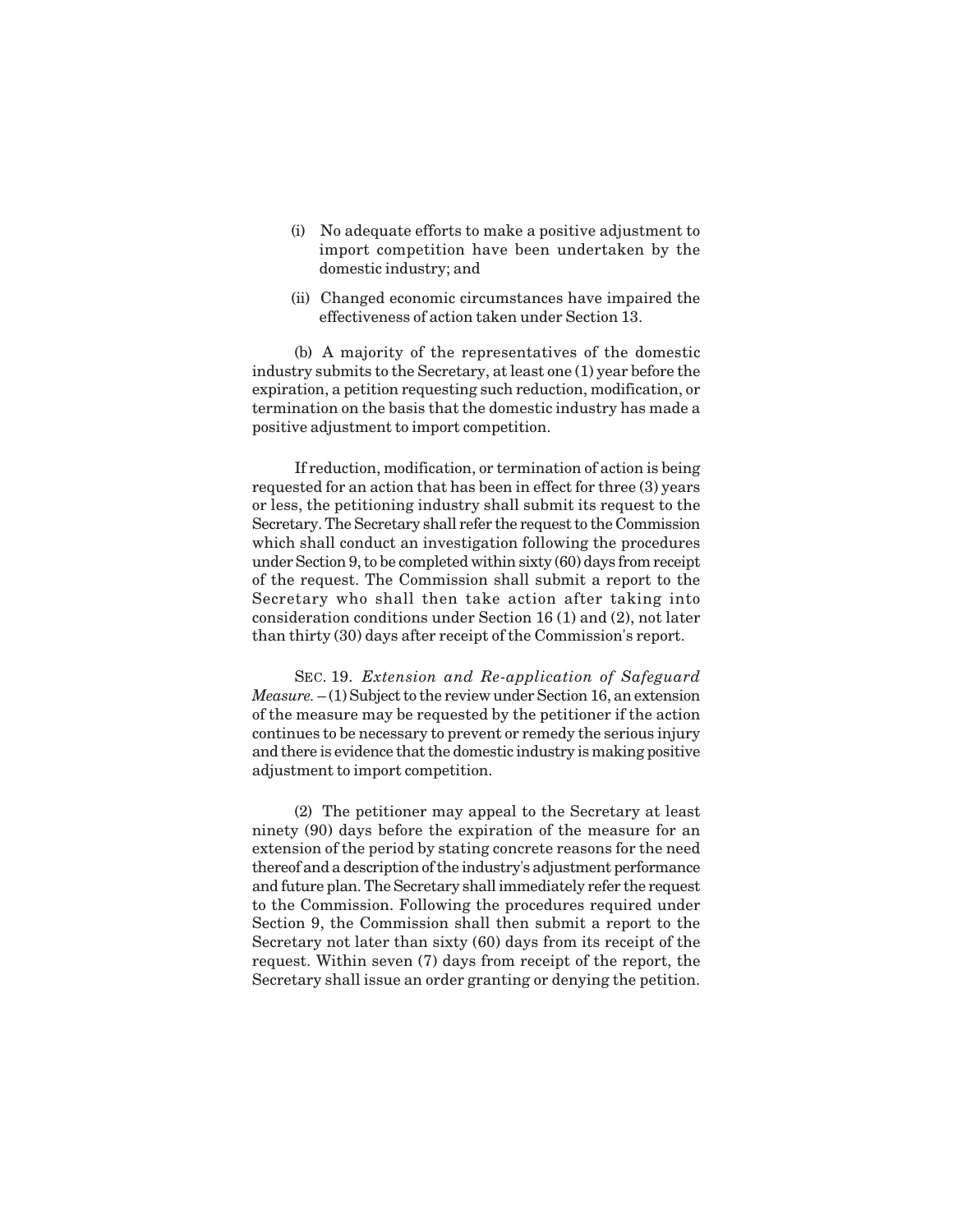(i) No adequate efforts to make a positive adjustment to import competition have been undertaken by the domestic industry; and

(ii) Changed economic circumstances have impaired the effectiveness of action taken under Section 13.

(b) A majority of the representatives of the domestic industry submits to the Secretary, at least one (1) year before the expiration, a petition requesting such reduction, modification, or termination on the basis that the domestic industry has made a positive adjustment to import competition.

If reduction, modification, or termination of action is being requested for an action that has been in effect for three (3) years or less, the petitioning industry shall submit its request to the Secretary. The Secretary shall refer the request to the Commission which shall conduct an investigation following the procedures under Section 9, to be completed within sixty (60) days from receipt of the request. The Commission shall submit a report to the Secretary who shall then take action after taking into consideration conditions under Section 16 (1) and (2), not later than thirty (30) days after receipt of the Commission's report.

SEC. 19. *Extension and Re-application of Safeguard Measure.* – (1) Subject to the review under Section 16, an extension of the measure may be requested by the petitioner if the action continues to be necessary to prevent or remedy the serious injury and there is evidence that the domestic industry is making positive adjustment to import competition.

(2) The petitioner may appeal to the Secretary at least ninety (90) days before the expiration of the measure for an extension of the period by stating concrete reasons for the need thereof and a description of the industry's adjustment performance and future plan. The Secretary shall immediately refer the request to the Commission. Following the procedures required under Section 9, the Commission shall then submit a report to the Secretary not later than sixty (60) days from its receipt of the request. Within seven (7) days from receipt of the report, the Secretary shall issue an order granting or denying the petition.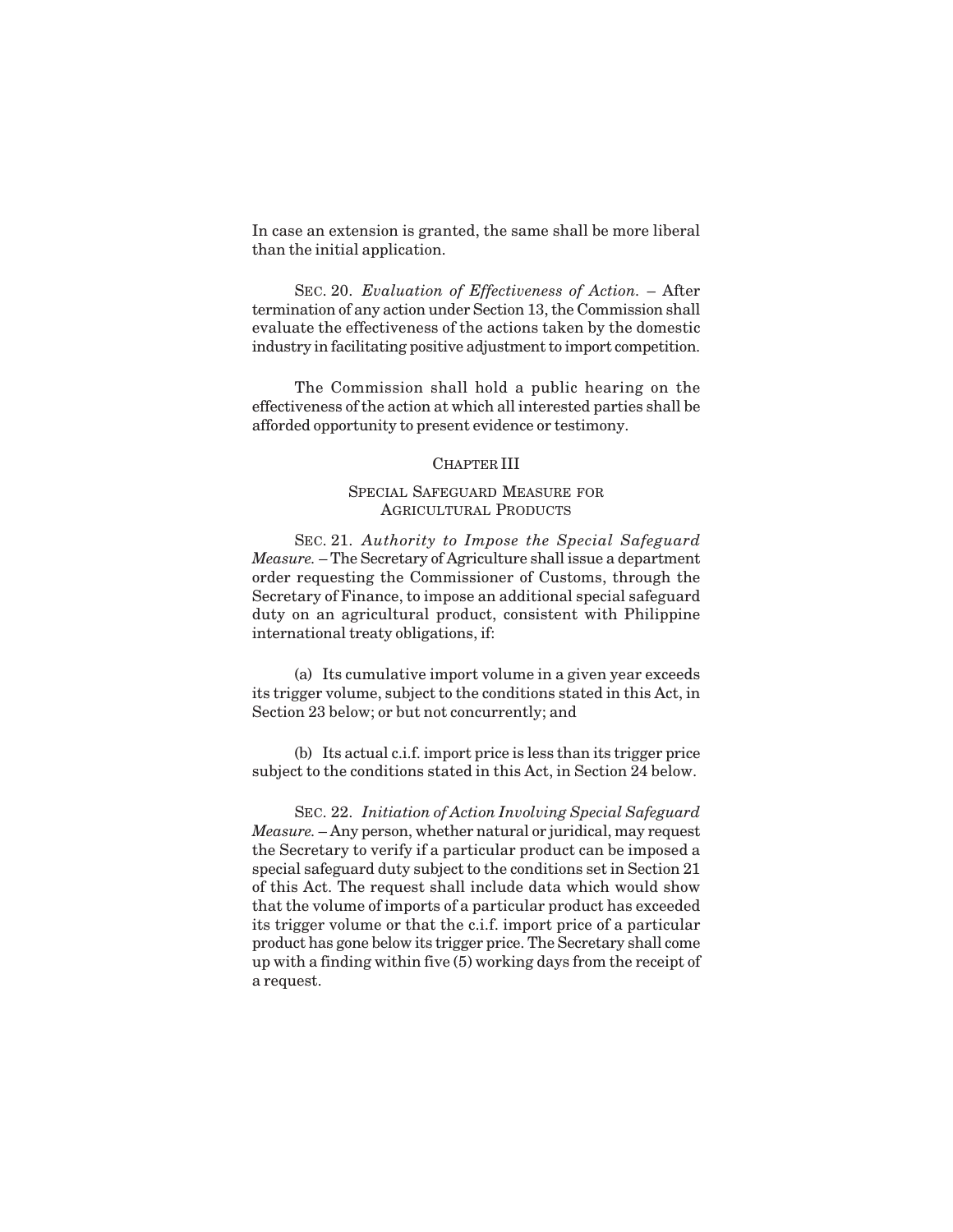In case an extension is granted, the same shall be more liberal than the initial application.

SEC. 20. *Evaluation of Effectiveness of Action.* – After termination of any action under Section 13, the Commission shall evaluate the effectiveness of the actions taken by the domestic industry in facilitating positive adjustment to import competition.

The Commission shall hold a public hearing on the effectiveness of the action at which all interested parties shall be afforded opportunity to present evidence or testimony.

## CHAPTER III

### SPECIAL SAFEGUARD MEASURE FOR AGRICULTURAL PRODUCTS

SEC. 21. *Authority to Impose the Special Safeguard Measure.* – The Secretary of Agriculture shall issue a department order requesting the Commissioner of Customs, through the Secretary of Finance, to impose an additional special safeguard duty on an agricultural product, consistent with Philippine international treaty obligations, if:

(a) Its cumulative import volume in a given year exceeds its trigger volume, subject to the conditions stated in this Act, in Section 23 below; or but not concurrently; and

(b) Its actual c.i.f. import price is less than its trigger price subject to the conditions stated in this Act, in Section 24 below.

SEC. 22. *Initiation of Action Involving Special Safeguard Measure.* – Any person, whether natural or juridical, may request the Secretary to verify if a particular product can be imposed a special safeguard duty subject to the conditions set in Section 21 of this Act. The request shall include data which would show that the volume of imports of a particular product has exceeded its trigger volume or that the c.i.f. import price of a particular product has gone below its trigger price. The Secretary shall come up with a finding within five (5) working days from the receipt of a request.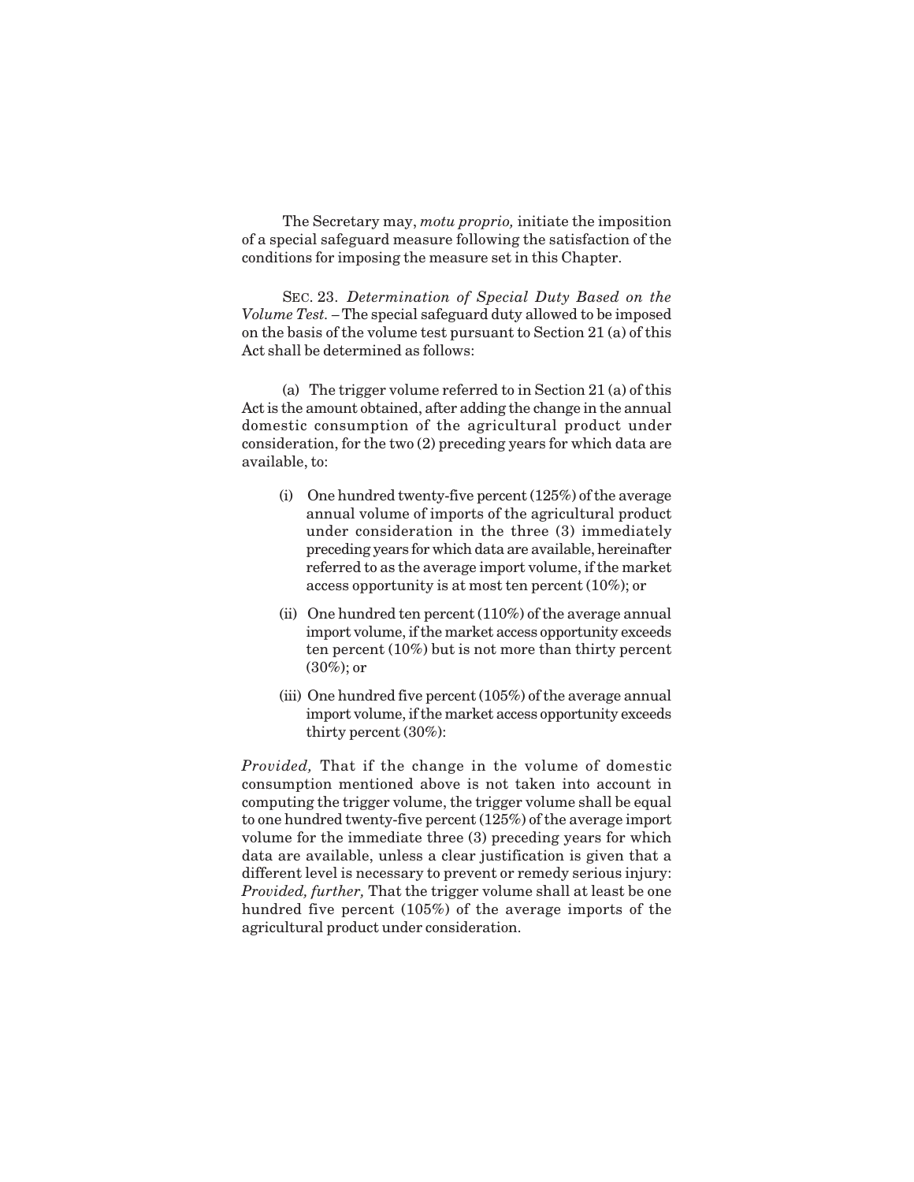The Secretary may, *motu proprio,* initiate the imposition of a special safeguard measure following the satisfaction of the conditions for imposing the measure set in this Chapter.

SEC. 23. *Determination of Special Duty Based on the Volume Test.* – The special safeguard duty allowed to be imposed on the basis of the volume test pursuant to Section 21 (a) of this Act shall be determined as follows:

(a) The trigger volume referred to in Section 21 (a) of this Act is the amount obtained, after adding the change in the annual domestic consumption of the agricultural product under consideration, for the two (2) preceding years for which data are available, to:

(i) One hundred twenty-five percent (125%) of the average annual volume of imports of the agricultural product under consideration in the three (3) immediately preceding years for which data are available, hereinafter referred to as the average import volume, if the market access opportunity is at most ten percent (10%); or

(ii) One hundred ten percent (110%) of the average annual import volume, if the market access opportunity exceeds ten percent (10%) but is not more than thirty percent (30%); or

(iii) One hundred five percent (105%) of the average annual import volume, if the market access opportunity exceeds thirty percent (30%):

*Provided,* That if the change in the volume of domestic consumption mentioned above is not taken into account in computing the trigger volume, the trigger volume shall be equal to one hundred twenty-five percent (125%) of the average import volume for the immediate three (3) preceding years for which data are available, unless a clear justification is given that a different level is necessary to prevent or remedy serious injury: *Provided, further,* That the trigger volume shall at least be one hundred five percent (105%) of the average imports of the agricultural product under consideration.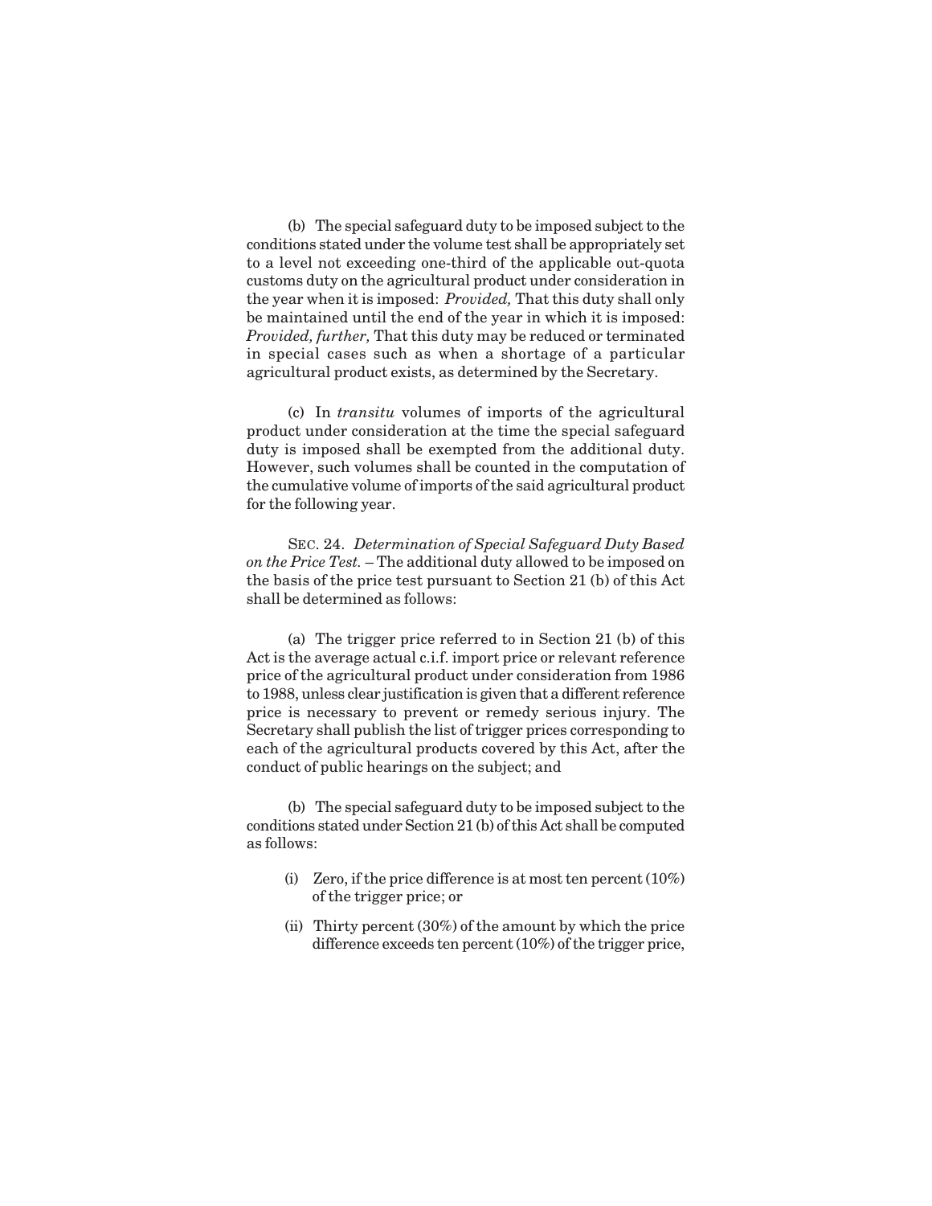(b) The special safeguard duty to be imposed subject to the conditions stated under the volume test shall be appropriately set to a level not exceeding one-third of the applicable out-quota customs duty on the agricultural product under consideration in the year when it is imposed: *Provided,* That this duty shall only be maintained until the end of the year in which it is imposed: *Provided, further,* That this duty may be reduced or terminated in special cases such as when a shortage of a particular agricultural product exists, as determined by the Secretary.

(c) In *transitu* volumes of imports of the agricultural product under consideration at the time the special safeguard duty is imposed shall be exempted from the additional duty. However, such volumes shall be counted in the computation of the cumulative volume of imports of the said agricultural product for the following year.

SEC. 24. *Determination of Special Safeguard Duty Based on the Price Test.* – The additional duty allowed to be imposed on the basis of the price test pursuant to Section 21 (b) of this Act shall be determined as follows:

(a) The trigger price referred to in Section 21 (b) of this Act is the average actual c.i.f. import price or relevant reference price of the agricultural product under consideration from 1986 to 1988, unless clear justification is given that a different reference price is necessary to prevent or remedy serious injury. The Secretary shall publish the list of trigger prices corresponding to each of the agricultural products covered by this Act, after the conduct of public hearings on the subject; and

(b) The special safeguard duty to be imposed subject to the conditions stated under Section 21 (b) of this Act shall be computed as follows:

(i) Zero, if the price difference is at most ten percent (10%) of the trigger price; or

(ii) Thirty percent (30%) of the amount by which the price difference exceeds ten percent (10%) of the trigger price,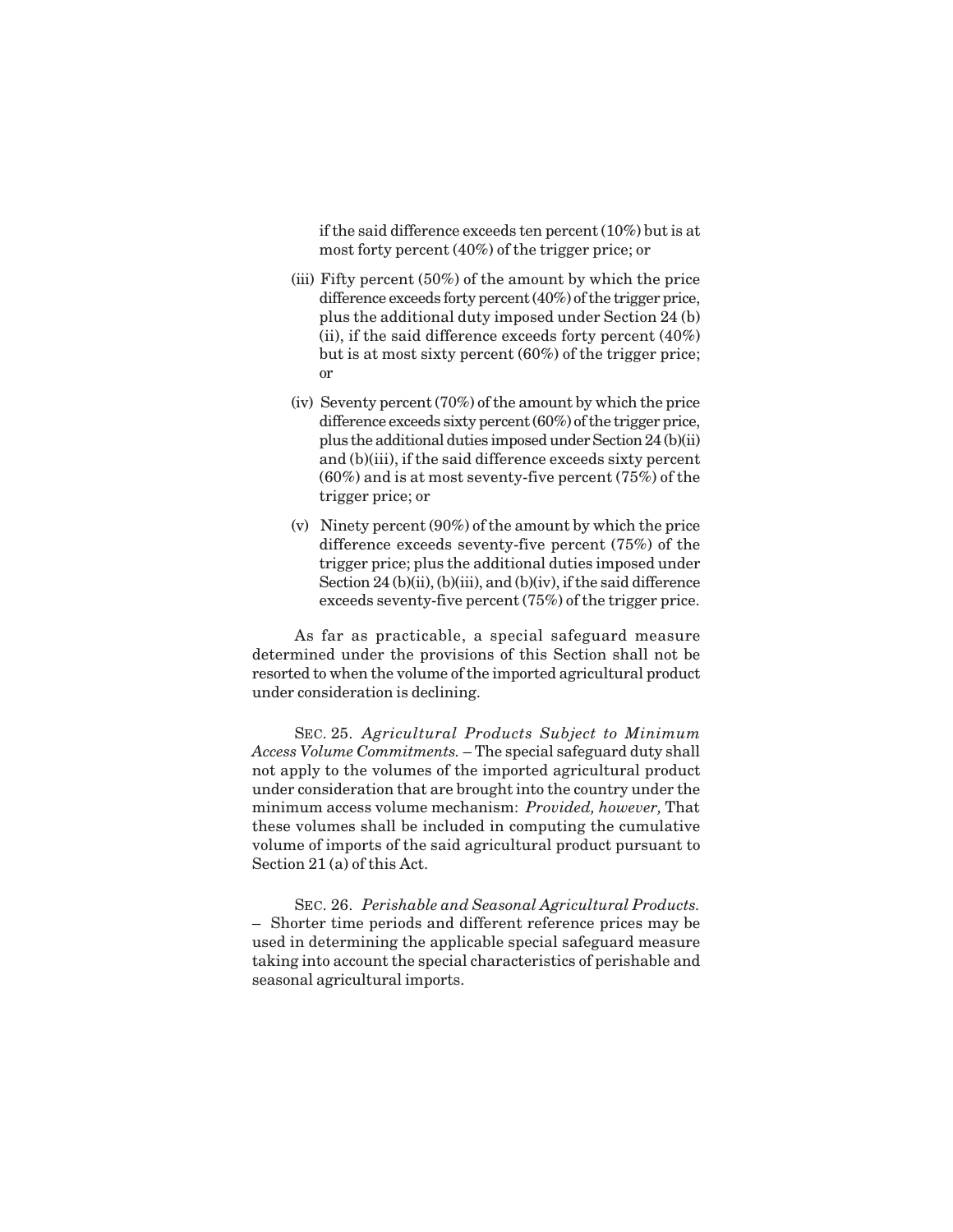if the said difference exceeds ten percent (10%) but is at most forty percent (40%) of the trigger price; or

(iii) Fifty percent (50%) of the amount by which the price difference exceeds forty percent (40%) of the trigger price, plus the additional duty imposed under Section 24 (b) (ii), if the said difference exceeds forty percent (40%) but is at most sixty percent (60%) of the trigger price; or

(iv) Seventy percent (70%) of the amount by which the price difference exceeds sixty percent (60%) of the trigger price, plus the additional duties imposed under Section 24 (b)(ii) and (b)(iii), if the said difference exceeds sixty percent (60%) and is at most seventy-five percent (75%) of the trigger price; or

(v) Ninety percent (90%) of the amount by which the price difference exceeds seventy-five percent (75%) of the trigger price; plus the additional duties imposed under Section 24 (b)(ii), (b)(iii), and (b)(iv), if the said difference exceeds seventy-five percent (75%) of the trigger price.

As far as practicable, a special safeguard measure determined under the provisions of this Section shall not be resorted to when the volume of the imported agricultural product under consideration is declining.

SEC. 25. *Agricultural Products Subject to Minimum Access Volume Commitments.* – The special safeguard duty shall not apply to the volumes of the imported agricultural product under consideration that are brought into the country under the minimum access volume mechanism: *Provided, however,* That these volumes shall be included in computing the cumulative volume of imports of the said agricultural product pursuant to Section 21 (a) of this Act.

SEC. 26. *Perishable and Seasonal Agricultural Products.* – Shorter time periods and different reference prices may be used in determining the applicable special safeguard measure taking into account the special characteristics of perishable and seasonal agricultural imports.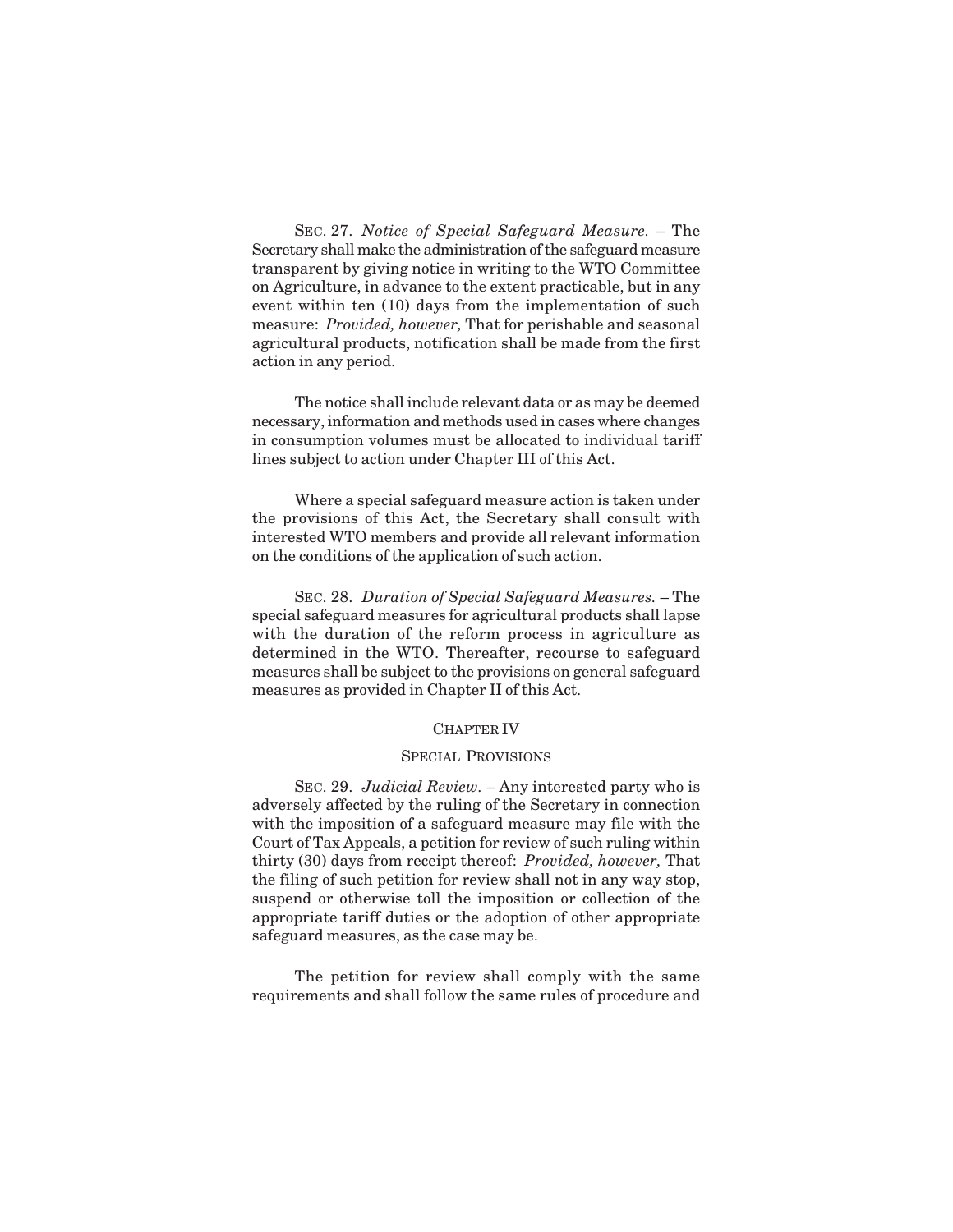SEC. 27. *Notice of Special Safeguard Measure.* – The Secretary shall make the administration of the safeguard measure transparent by giving notice in writing to the WTO Committee on Agriculture, in advance to the extent practicable, but in any event within ten (10) days from the implementation of such measure: *Provided, however,* That for perishable and seasonal agricultural products, notification shall be made from the first action in any period.

The notice shall include relevant data or as may be deemed necessary, information and methods used in cases where changes in consumption volumes must be allocated to individual tariff lines subject to action under Chapter III of this Act.

Where a special safeguard measure action is taken under the provisions of this Act, the Secretary shall consult with interested WTO members and provide all relevant information on the conditions of the application of such action.

SEC. 28. *Duration of Special Safeguard Measures.* – The special safeguard measures for agricultural products shall lapse with the duration of the reform process in agriculture as determined in the WTO. Thereafter, recourse to safeguard measures shall be subject to the provisions on general safeguard measures as provided in Chapter II of this Act.

## CHAPTER IV

## SPECIAL PROVISIONS

SEC. 29. *Judicial Review.* – Any interested party who is adversely affected by the ruling of the Secretary in connection with the imposition of a safeguard measure may file with the Court of Tax Appeals, a petition for review of such ruling within thirty (30) days from receipt thereof: *Provided, however,* That the filing of such petition for review shall not in any way stop, suspend or otherwise toll the imposition or collection of the appropriate tariff duties or the adoption of other appropriate safeguard measures, as the case may be.

The petition for review shall comply with the same requirements and shall follow the same rules of procedure and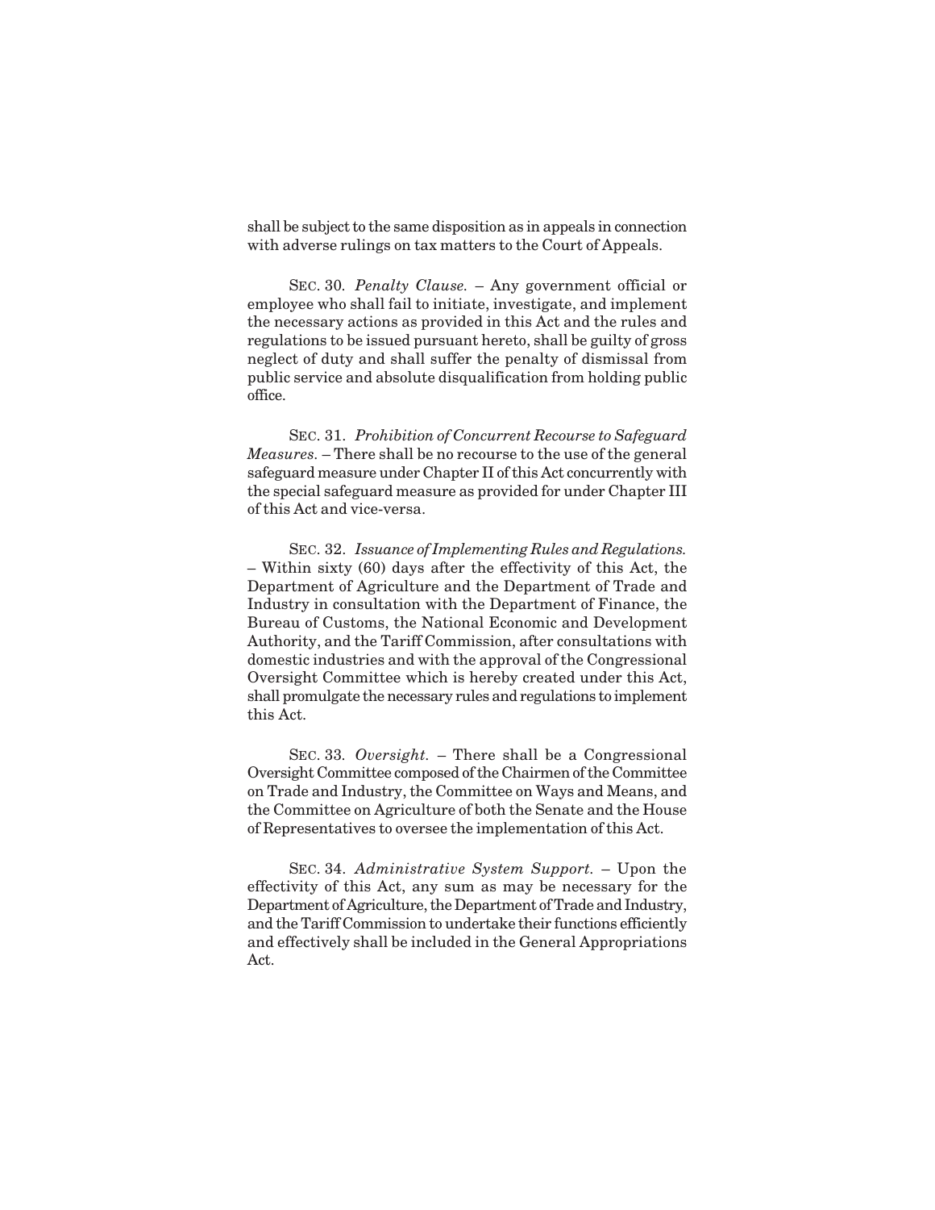shall be subject to the same disposition as in appeals in connection with adverse rulings on tax matters to the Court of Appeals.

SEC. 30. *Penalty Clause.* – Any government official or employee who shall fail to initiate, investigate, and implement the necessary actions as provided in this Act and the rules and regulations to be issued pursuant hereto, shall be guilty of gross neglect of duty and shall suffer the penalty of dismissal from public service and absolute disqualification from holding public office.

SEC. 31. *Prohibition of Concurrent Recourse to Safeguard Measures.* – There shall be no recourse to the use of the general safeguard measure under Chapter II of this Act concurrently with the special safeguard measure as provided for under Chapter III of this Act and vice-versa.

SEC. 32. *Issuance of Implementing Rules and Regulations.* – Within sixty (60) days after the effectivity of this Act, the Department of Agriculture and the Department of Trade and Industry in consultation with the Department of Finance, the Bureau of Customs, the National Economic and Development Authority, and the Tariff Commission, after consultations with domestic industries and with the approval of the Congressional Oversight Committee which is hereby created under this Act, shall promulgate the necessary rules and regulations to implement this Act.

SEC. 33. *Oversight.* – There shall be a Congressional Oversight Committee composed of the Chairmen of the Committee on Trade and Industry, the Committee on Ways and Means, and the Committee on Agriculture of both the Senate and the House of Representatives to oversee the implementation of this Act.

SEC. 34. *Administrative System Support.* – Upon the effectivity of this Act, any sum as may be necessary for the Department of Agriculture, the Department of Trade and Industry, and the Tariff Commission to undertake their functions efficiently and effectively shall be included in the General Appropriations Act.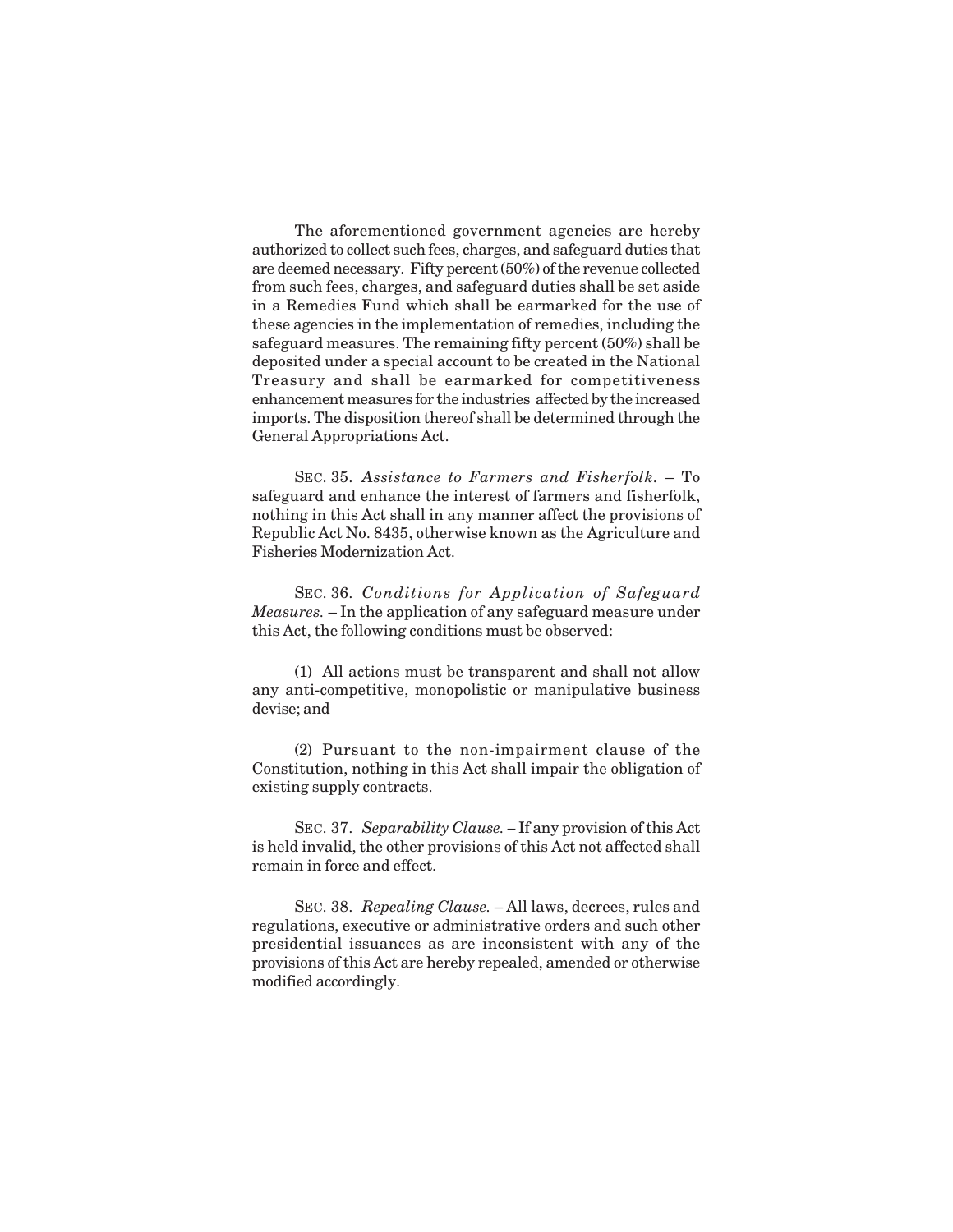The aforementioned government agencies are hereby authorized to collect such fees, charges, and safeguard duties that are deemed necessary. Fifty percent (50%) of the revenue collected from such fees, charges, and safeguard duties shall be set aside in a Remedies Fund which shall be earmarked for the use of these agencies in the implementation of remedies, including the safeguard measures. The remaining fifty percent (50%) shall be deposited under a special account to be created in the National Treasury and shall be earmarked for competitiveness enhancement measures for the industries affected by the increased imports. The disposition thereof shall be determined through the General Appropriations Act.

SEC. 35. *Assistance to Farmers and Fisherfolk.* – To safeguard and enhance the interest of farmers and fisherfolk, nothing in this Act shall in any manner affect the provisions of Republic Act No. 8435, otherwise known as the Agriculture and Fisheries Modernization Act.

SEC. 36. *Conditions for Application of Safeguard Measures.* – In the application of any safeguard measure under this Act, the following conditions must be observed:

(1) All actions must be transparent and shall not allow any anti-competitive, monopolistic or manipulative business devise; and

(2) Pursuant to the non-impairment clause of the Constitution, nothing in this Act shall impair the obligation of existing supply contracts.

SEC. 37. *Separability Clause.* – If any provision of this Act is held invalid, the other provisions of this Act not affected shall remain in force and effect.

SEC. 38. *Repealing Clause.* – All laws, decrees, rules and regulations, executive or administrative orders and such other presidential issuances as are inconsistent with any of the provisions of this Act are hereby repealed, amended or otherwise modified accordingly.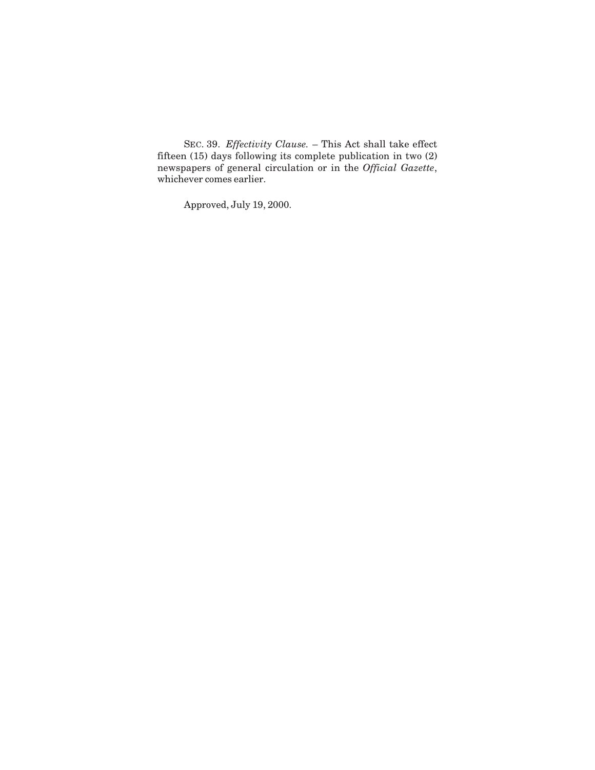SEC. 39. *Effectivity Clause.* – This Act shall take effect fifteen (15) days following its complete publication in two (2) newspapers of general circulation or in the *Official Gazette*, whichever comes earlier.

Approved, July 19, 2000.